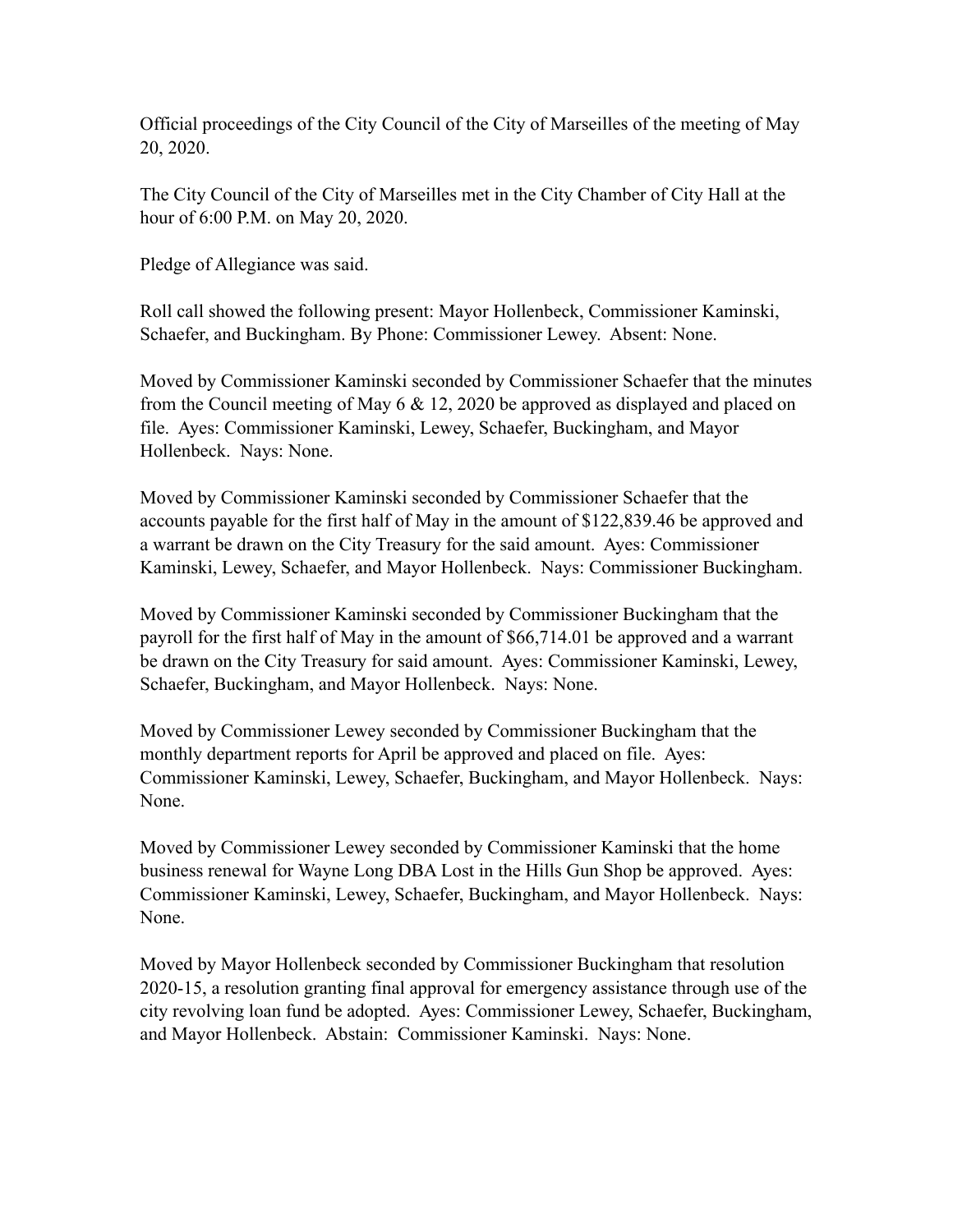Official proceedings of the City Council of the City of Marseilles of the meeting of May 20, 2020.

The City Council of the City of Marseilles met in the City Chamber of City Hall at the hour of 6:00 P.M. on May 20, 2020.

Pledge of Allegiance was said.

Roll call showed the following present: Mayor Hollenbeck, Commissioner Kaminski, Schaefer, and Buckingham. By Phone: Commissioner Lewey. Absent: None.

Moved by Commissioner Kaminski seconded by Commissioner Schaefer that the minutes from the Council meeting of May 6 & 12, 2020 be approved as displayed and placed on file. Ayes: Commissioner Kaminski, Lewey, Schaefer, Buckingham, and Mayor Hollenbeck. Nays: None.

Moved by Commissioner Kaminski seconded by Commissioner Schaefer that the accounts payable for the first half of May in the amount of $122,839.46 be approved and a warrant be drawn on the City Treasury for the said amount. Ayes: Commissioner Kaminski, Lewey, Schaefer, and Mayor Hollenbeck. Nays: Commissioner Buckingham.

Moved by Commissioner Kaminski seconded by Commissioner Buckingham that the payroll for the first half of May in the amount of $66,714.01 be approved and a warrant be drawn on the City Treasury for said amount. Ayes: Commissioner Kaminski, Lewey, Schaefer, Buckingham, and Mayor Hollenbeck. Nays: None.

Moved by Commissioner Lewey seconded by Commissioner Buckingham that the monthly department reports for April be approved and placed on file. Ayes: Commissioner Kaminski, Lewey, Schaefer, Buckingham, and Mayor Hollenbeck. Nays: None.

Moved by Commissioner Lewey seconded by Commissioner Kaminski that the home business renewal for Wayne Long DBA Lost in the Hills Gun Shop be approved. Ayes: Commissioner Kaminski, Lewey, Schaefer, Buckingham, and Mayor Hollenbeck. Nays: None.

Moved by Mayor Hollenbeck seconded by Commissioner Buckingham that resolution 2020-15, a resolution granting final approval for emergency assistance through use of the city revolving loan fund be adopted. Ayes: Commissioner Lewey, Schaefer, Buckingham, and Mayor Hollenbeck. Abstain: Commissioner Kaminski. Nays: None.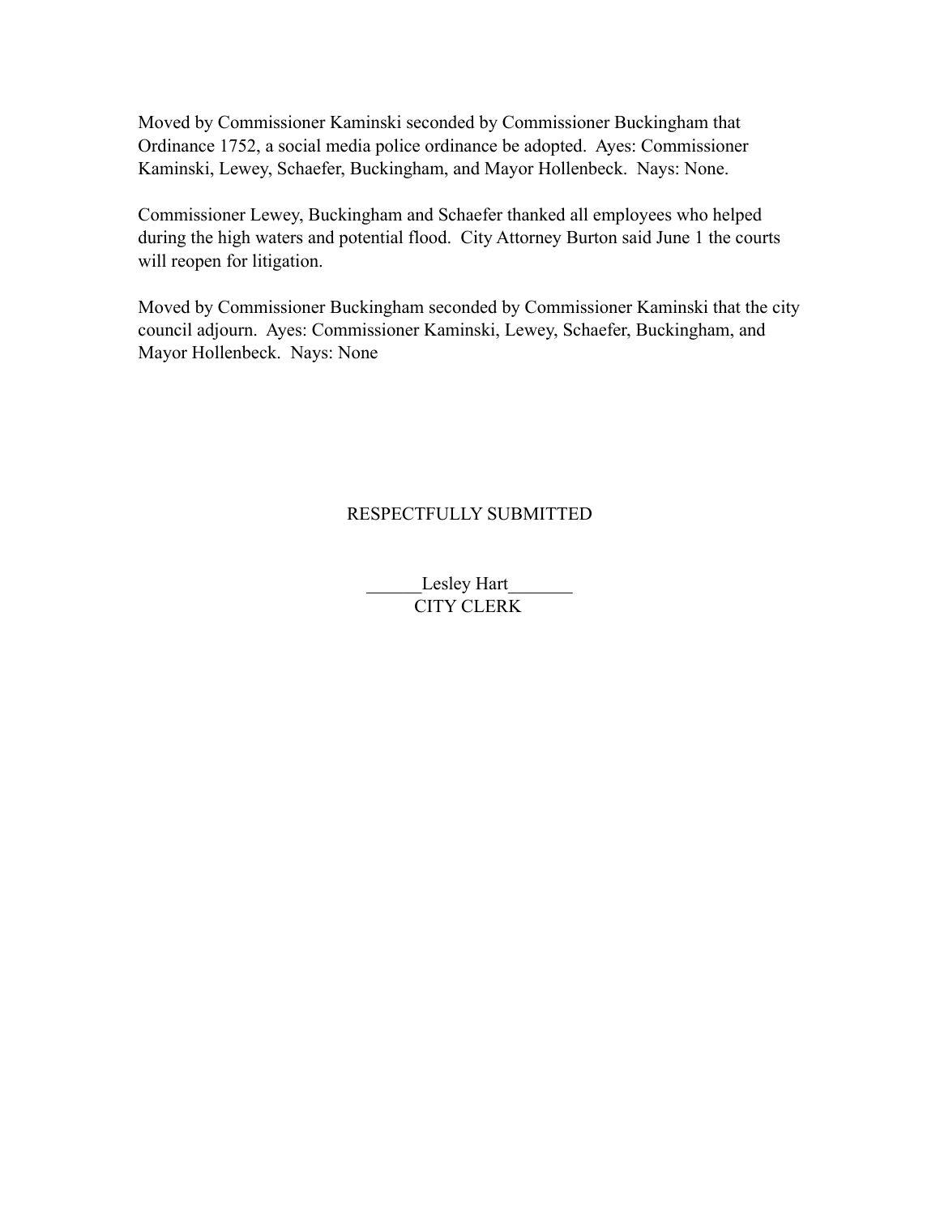Moved by Commissioner Kaminski seconded by Commissioner Buckingham that Ordinance 1752, a social media police ordinance be adopted. Ayes: Commissioner Kaminski, Lewey, Schaefer, Buckingham, and Mayor Hollenbeck. Nays: None.

Commissioner Lewey, Buckingham and Schaefer thanked all employees who helped during the high waters and potential flood. City Attorney Burton said June 1 the courts will reopen for litigation.

Moved by Commissioner Buckingham seconded by Commissioner Kaminski that the city council adjourn. Ayes: Commissioner Kaminski, Lewey, Schaefer, Buckingham, and Mayor Hollenbeck. Nays: None

RESPECTFULLY SUBMITTED

______Lesley Hart_______
CITY CLERK